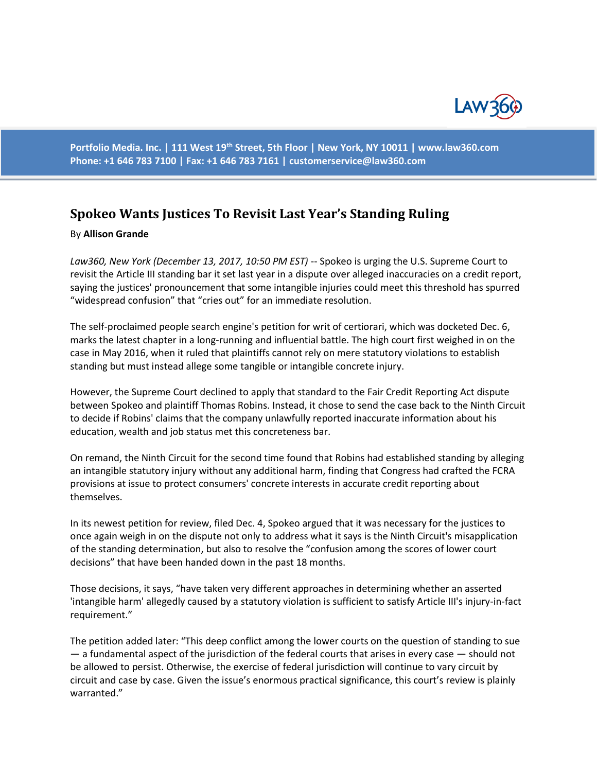# Spokeo Wants Justices To Revisit Last Year's Standing Ruling

By **Allison Grande**

*Law360, New York (December 13, 2017, 10:50 PM EST)* -- Spokeo is urging the U.S. Supreme Court to revisit the Article III standing bar it set last year in a dispute over alleged inaccuracies on a credit report, saying the justices' pronouncement that some intangible injuries could meet this threshold has spurred "widespread confusion" that "cries out" for an immediate resolution.

The self-proclaimed people search engine's petition for writ of certiorari, which was docketed Dec. 6, marks the latest chapter in a long-running and influential battle. The high court first weighed in on the case in May 2016, when it ruled that plaintiffs cannot rely on mere statutory violations to establish standing but must instead allege some tangible or intangible concrete injury.

However, the Supreme Court declined to apply that standard to the Fair Credit Reporting Act dispute between Spokeo and plaintiff Thomas Robins. Instead, it chose to send the case back to the Ninth Circuit to decide if Robins' claims that the company unlawfully reported inaccurate information about his education, wealth and job status met this concreteness bar.

On remand, the Ninth Circuit for the second time found that Robins had established standing by alleging an intangible statutory injury without any additional harm, finding that Congress had crafted the FCRA provisions at issue to protect consumers' concrete interests in accurate credit reporting about themselves.

In its newest petition for review, filed Dec. 4, Spokeo argued that it was necessary for the justices to once again weigh in on the dispute not only to address what it says is the Ninth Circuit's misapplication of the standing determination, but also to resolve the "confusion among the scores of lower court decisions" that have been handed down in the past 18 months.

Those decisions, it says, "have taken very different approaches in determining whether an asserted 'intangible harm' allegedly caused by a statutory violation is sufficient to satisfy Article III's injury-in-fact requirement."

The petition added later: "This deep conflict among the lower courts on the question of standing to sue — a fundamental aspect of the jurisdiction of the federal courts that arises in every case — should not be allowed to persist. Otherwise, the exercise of federal jurisdiction will continue to vary circuit by circuit and case by case. Given the issue's enormous practical significance, this court's review is plainly warranted."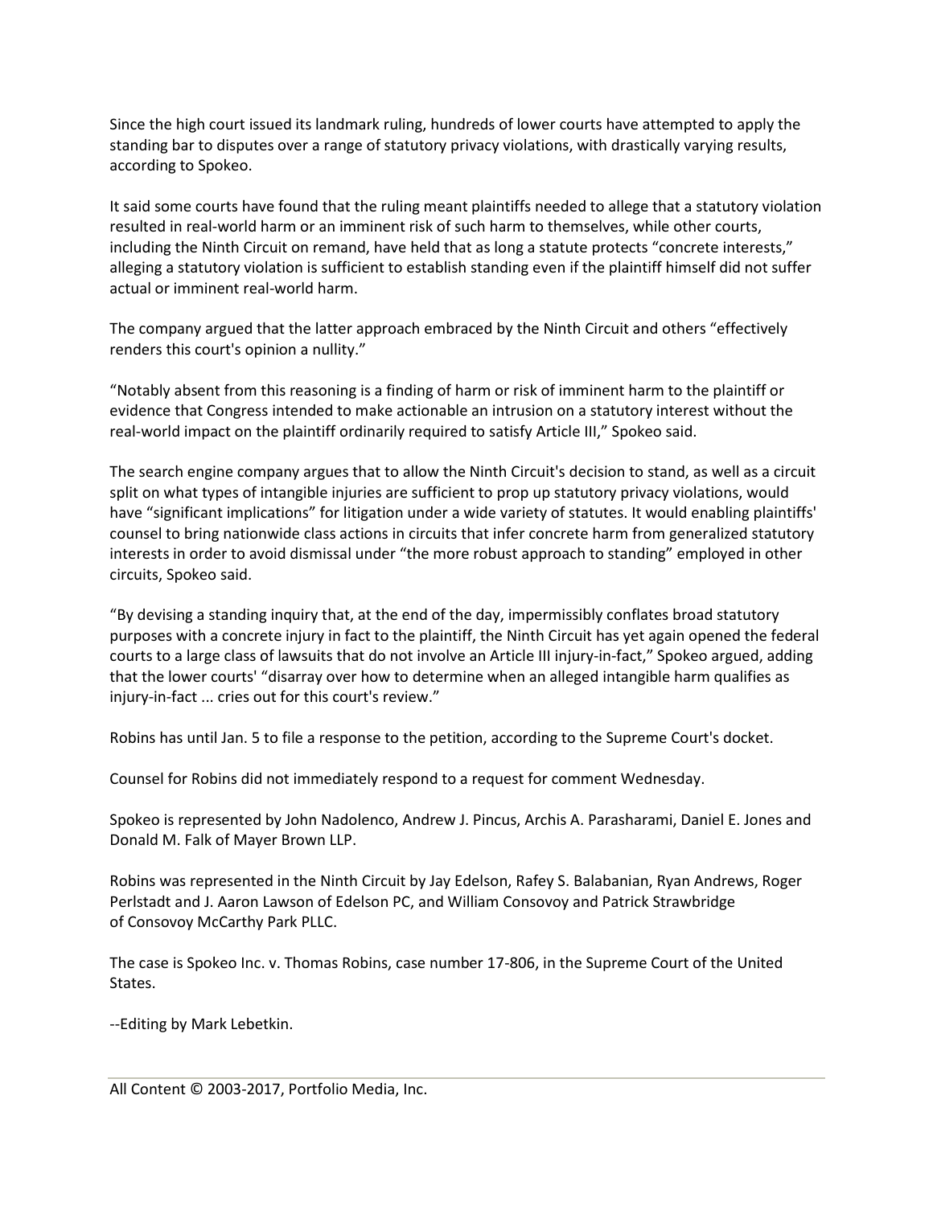Since the high court issued its landmark ruling, hundreds of lower courts have attempted to apply the standing bar to disputes over a range of statutory privacy violations, with drastically varying results, according to Spokeo.

It said some courts have found that the ruling meant plaintiffs needed to allege that a statutory violation resulted in real-world harm or an imminent risk of such harm to themselves, while other courts, including the Ninth Circuit on remand, have held that as long a statute protects "concrete interests," alleging a statutory violation is sufficient to establish standing even if the plaintiff himself did not suffer actual or imminent real-world harm.

The company argued that the latter approach embraced by the Ninth Circuit and others "effectively renders this court's opinion a nullity."

"Notably absent from this reasoning is a finding of harm or risk of imminent harm to the plaintiff or evidence that Congress intended to make actionable an intrusion on a statutory interest without the real-world impact on the plaintiff ordinarily required to satisfy Article III," Spokeo said.

The search engine company argues that to allow the Ninth Circuit's decision to stand, as well as a circuit split on what types of intangible injuries are sufficient to prop up statutory privacy violations, would have "significant implications" for litigation under a wide variety of statutes. It would enabling plaintiffs' counsel to bring nationwide class actions in circuits that infer concrete harm from generalized statutory interests in order to avoid dismissal under "the more robust approach to standing" employed in other circuits, Spokeo said.

"By devising a standing inquiry that, at the end of the day, impermissibly conflates broad statutory purposes with a concrete injury in fact to the plaintiff, the Ninth Circuit has yet again opened the federal courts to a large class of lawsuits that do not involve an Article III injury-in-fact," Spokeo argued, adding that the lower courts' "disarray over how to determine when an alleged intangible harm qualifies as injury-in-fact ... cries out for this court's review."

Robins has until Jan. 5 to file a response to the petition, according to the Supreme Court's docket.

Counsel for Robins did not immediately respond to a request for comment Wednesday.

Spokeo is represented by John Nadolenco, Andrew J. Pincus, Archis A. Parasharami, Daniel E. Jones and Donald M. Falk of Mayer Brown LLP.

Robins was represented in the Ninth Circuit by Jay Edelson, Rafey S. Balabanian, Ryan Andrews, Roger Perlstadt and J. Aaron Lawson of Edelson PC, and William Consovoy and Patrick Strawbridge of Consovoy McCarthy Park PLLC.

The case is Spokeo Inc. v. Thomas Robins, case number 17-806, in the Supreme Court of the United States.

--Editing by Mark Lebetkin.

All Content © 2003-2017, Portfolio Media, Inc.